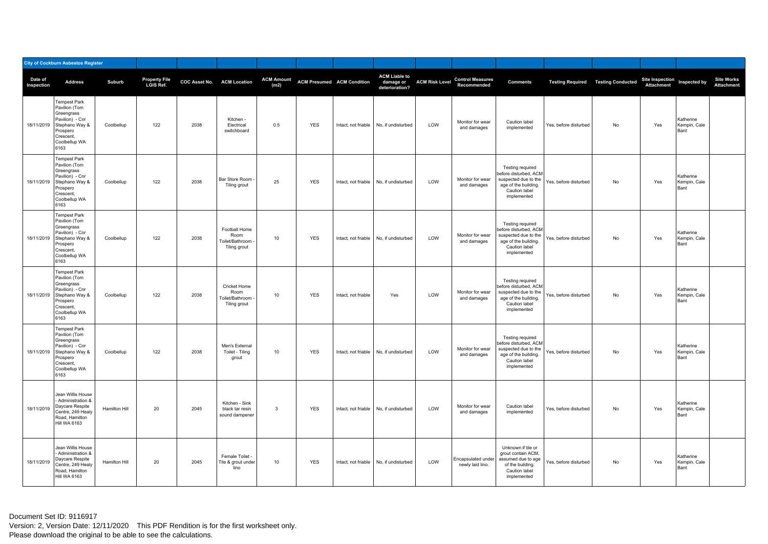**City of Cockburn Asbestos Register**

| Date of Inspection | Address | Suburb | Property File LGIS Ref. | COC Asset No. | ACM Location | ACM Amount (m2) | ACM Presumed | ACM Condition | ACM Liable to damage or deterioration? | ACM Risk Level | Control Measures Recommended | Comments | Testing Required | Testing Conducted | Site Inspection Attachment | Inspected by | Site Works Attachment |
|---|---|---|---|---|---|---|---|---|---|---|---|---|---|---|---|---|---|
| 18/11/2019 | Tempest Park Pavilion (Tom Greengrass Pavilion) - Cnr Stephano Way & Prospero Crescent, Coolbellup WA 6163 | Coolbellup | 122 | 2038 | Kitchen - Electrical switchboard | 0.5 | YES | Intact, not friable | No, if undisturbed | LOW | Monitor for wear and damages | Caution label implemented | Yes, before disturbed | No | Yes | Katherine Kempin, Cale Bant | |
| 18/11/2019 | Tempest Park Pavilion (Tom Greengrass Pavilion) - Cnr Stephano Way & Prospero Crescent, Coolbellup WA 6163 | Coolbellup | 122 | 2038 | Bar Store Room - Tiling grout | 25 | YES | Intact, not friable | No, if undisturbed | LOW | Monitor for wear and damages | Testing required before disturbed, ACM suspected due to the age of the building. Caution label implemented | Yes, before disturbed | No | Yes | Katherine Kempin, Cale Bant | |
| 18/11/2019 | Tempest Park Pavilion (Tom Greengrass Pavilion) - Cnr Stephano Way & Prospero Crescent, Coolbellup WA 6163 | Coolbellup | 122 | 2038 | Football Home Room Toilet/Bathroom - Tiling grout | 10 | YES | Intact, not friable | No, if undisturbed | LOW | Monitor for wear and damages | Testing required before disturbed, ACM suspected due to the age of the building. Caution label implemented | Yes, before disturbed | No | Yes | Katherine Kempin, Cale Bant | |
| 18/11/2019 | Tempest Park Pavilion (Tom Greengrass Pavilion) - Cnr Stephano Way & Prospero Crescent, Coolbellup WA 6163 | Coolbellup | 122 | 2038 | Cricket Home Room Toilet/Bathroom - Tiling grout | 10 | YES | Intact, not friable | Yes | LOW | Monitor for wear and damages | Testing required before disturbed, ACM suspected due to the age of the building. Caution label implemented | Yes, before disturbed | No | Yes | Katherine Kempin, Cale Bant | |
| 18/11/2019 | Tempest Park Pavilion (Tom Greengrass Pavilion) - Cnr Stephano Way & Prospero Crescent, Coolbellup WA 6163 | Coolbellup | 122 | 2038 | Men's External Toilet - Tiling grout | 10 | YES | Intact, not friable | No, if undisturbed | LOW | Monitor for wear and damages | Testing required before disturbed, ACM suspected due to the age of the building. Caution label implemented | Yes, before disturbed | No | Yes | Katherine Kempin, Cale Bant | |
| 18/11/2019 | Jean Willis House - Administration & Daycare Respite Centre, 249 Healy Road, Hamilton Hill WA 6163 | Hamilton Hill | 20 | 2045 | Kitchen - Sink black tar resin sound dampener | 3 | YES | Intact, not friable | No, if undisturbed | LOW | Monitor for wear and damages | Caution label implemented | Yes, before disturbed | No | Yes | Katherine Kempin, Cale Bant | |
| 18/11/2019 | Jean Willis House - Administration & Daycare Respite Centre, 249 Healy Road, Hamilton Hill WA 6163 | Hamilton Hill | 20 | 2045 | Female Toilet - Tile & grout under lino | 10 | YES | Intact, not friable | No, if undisturbed | LOW | Encapsulated under newly laid lino. | Unknown if tile or grout contain ACM, assumed due to age of the building. Caution label implemented | Yes, before disturbed | No | Yes | Katherine Kempin, Cale Bant | |

Document Set ID: 9116917
Version: 2, Version Date: 12/11/2020 This PDF Rendition is for the first worksheet only.
Please download the original to be able to see the calculations.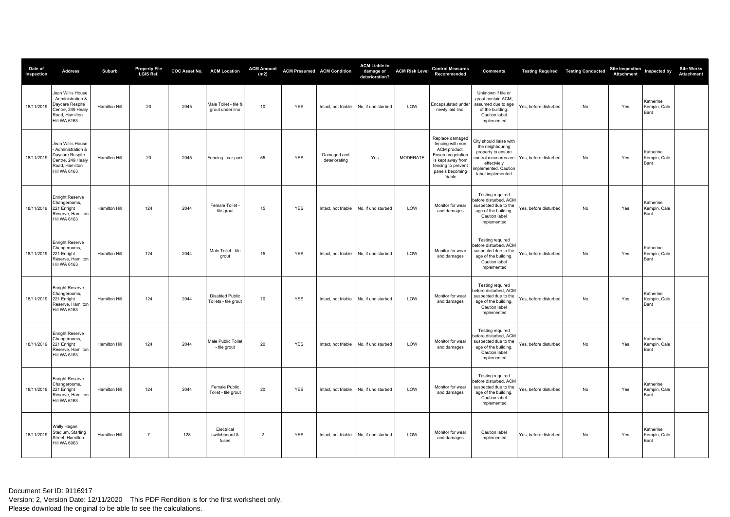| Date of Inspection | Address | Suburb | Property File LGIS Ref. | COC Asset No. | ACM Location | ACM Amount (m2) | ACM Presumed | ACM Condition | ACM Liable to damage or deterioration? | ACM Risk Level | Control Measures Recommended | Comments | Testing Required | Testing Conducted | Site Inspection Attachment | Inspected by | Site Works Attachment |
|---|---|---|---|---|---|---|---|---|---|---|---|---|---|---|---|---|---|
| 18/11/2019 | Jean Willis House - Administration & Daycare Respite Centre, 249 Healy Road, Hamilton Hill WA 6163 | Hamilton Hill | 20 | 2045 | Male Toilet - tile & grout under lino | 10 | YES | Intact, not friable | No, if undisturbed | LOW | Encapsulated under newly laid lino. | Unknown if tile or grout contain ACM, assumed due to age of the building. Caution label implemented | Yes, before disturbed | No | Yes | Katherine Kempin, Cale Bant | |
| 18/11/2019 | Jean Willis House - Administration & Daycare Respite Centre, 249 Healy Road, Hamilton Hill WA 6163 | Hamilton Hill | 20 | 2045 | Fencing - car park | 65 | YES | Damaged and deteriorating | Yes | MODERATE | Replace damaged fencing with non ACM product. Ensure vegetation is kept away from fencing to prevent panels becoming friable | City should liaise with the neighbouring property to ensure control measures are effectviely implemented. Caution label implemented | Yes, before disturbed | No | Yes | Katherine Kempin, Cale Bant | |
| 18/11/2019 | Enright Reserve Changerooms, 221 Enright Reserve, Hamilton Hill WA 6163 | Hamilton Hill | 124 | 2044 | Female Toilet - tile grout | 15 | YES | Intact, not friable | No, if undisturbed | LOW | Monitor for wear and damages | Testing required before disturbed, ACM suspected due to the age of the building. Caution label implemented | Yes, before disturbed | No | Yes | Katherine Kempin, Cale Bant | |
| 18/11/2019 | Enright Reserve Changerooms, 221 Enright Reserve, Hamilton Hill WA 6163 | Hamilton Hill | 124 | 2044 | Male Toilet - tile grout | 15 | YES | Intact, not friable | No, if undisturbed | LOW | Monitor for wear and damages | Testing required before disturbed, ACM suspected due to the age of the building. Caution label implemented | Yes, before disturbed | No | Yes | Katherine Kempin, Cale Bant | |
| 18/11/2019 | Enright Reserve Changerooms, 221 Enright Reserve, Hamilton Hill WA 6163 | Hamilton Hill | 124 | 2044 | Disabled Public Toilets - tile grout | 10 | YES | Intact, not friable | No, if undisturbed | LOW | Monitor for wear and damages | Testing required before disturbed, ACM suspected due to the age of the building. Caution label implemented | Yes, before disturbed | No | Yes | Katherine Kempin, Cale Bant | |
| 18/11/2019 | Enright Reserve Changerooms, 221 Enright Reserve, Hamilton Hill WA 6163 | Hamilton Hill | 124 | 2044 | Male Public Toilet - tile grout | 20 | YES | Intact, not friable | No, if undisturbed | LOW | Monitor for wear and damages | Testing required before disturbed, ACM suspected due to the age of the building. Caution label implemented | Yes, before disturbed | No | Yes | Katherine Kempin, Cale Bant | |
| 18/11/2019 | Enright Reserve Changerooms, 221 Enright Reserve, Hamilton Hill WA 6163 | Hamilton Hill | 124 | 2044 | Female Public Toilet - tile grout | 20 | YES | Intact, not friable | No, if undisturbed | LOW | Monitor for wear and damages | Testing required before disturbed, ACM suspected due to the age of the building. Caution label implemented | Yes, before disturbed | No | Yes | Katherine Kempin, Cale Bant | |
| 18/11/2019 | Wally Hagan Stadium, Starling Street, Hamilton Hill WA 6963 | Hamilton Hill | 7 | 128 | Electrical switchboard & fuses | 2 | YES | Intact, not friable | No, if undisturbed | LOW | Monitor for wear and damages | Caution label implemented | Yes, before disturbed | No | Yes | Katherine Kempin, Cale Bant | |

Document Set ID: 9116917
Version: 2, Version Date: 12/11/2020 This PDF Rendition is for the first worksheet only.
Please download the original to be able to see the calculations.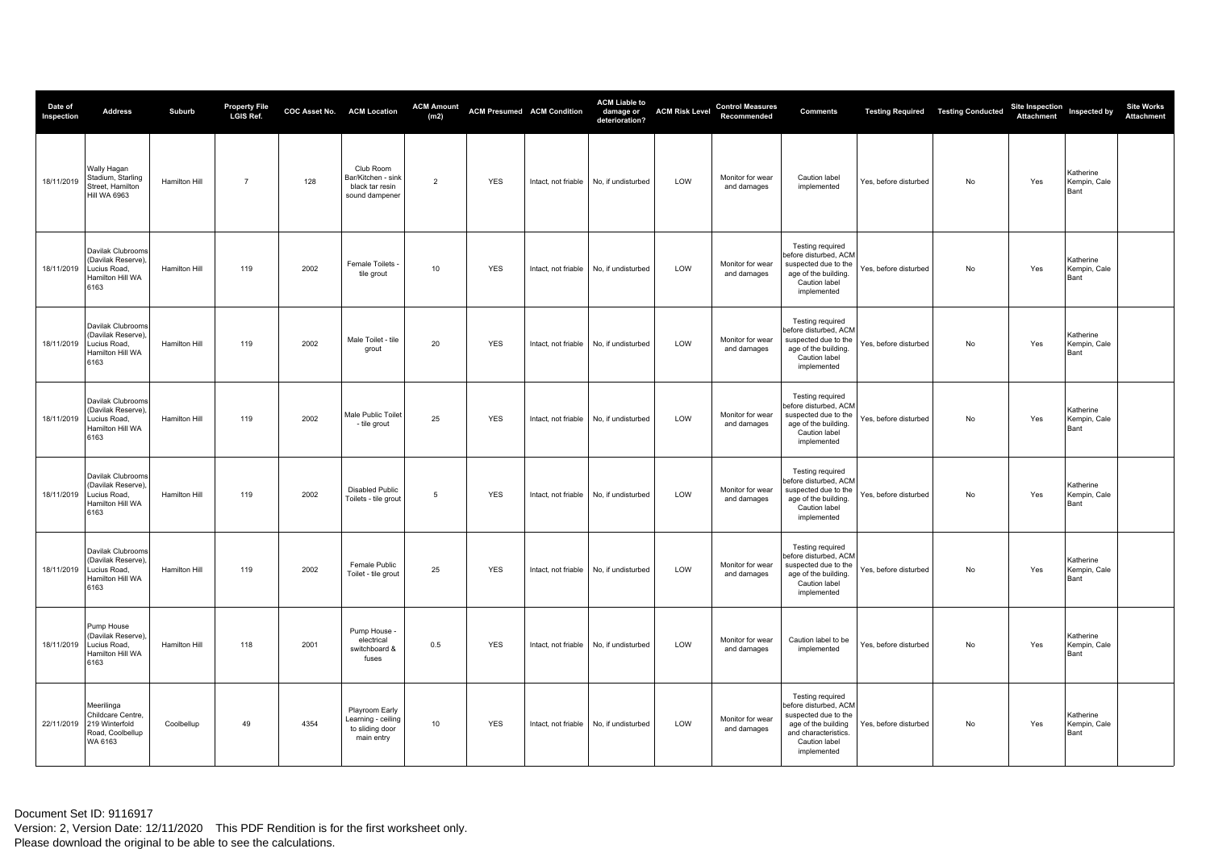| Date of Inspection | Address | Suburb | Property File LGIS Ref. | COC Asset No. | ACM Location | ACM Amount (m2) | ACM Presumed | ACM Condition | ACM Liable to damage or deterioration? | ACM Risk Level | Control Measures Recommended | Comments | Testing Required | Testing Conducted | Site Inspection Attachment | Inspected by | Site Works Attachment |
|---|---|---|---|---|---|---|---|---|---|---|---|---|---|---|---|---|---|
| 18/11/2019 | Wally Hagan Stadium, Starling Street, Hamilton Hill WA 6963 | Hamilton Hill | 7 | 128 | Club Room Bar/Kitchen - sink black tar resin sound dampener | 2 | YES | Intact, not friable | No, if undisturbed | LOW | Monitor for wear and damages | Caution label implemented | Yes, before disturbed | No | Yes | Katherine Kempin, Cale Bant | |
| 18/11/2019 | Davilak Clubrooms (Davilak Reserve), Lucius Road, Hamilton Hill WA 6163 | Hamilton Hill | 119 | 2002 | Female Toilets - tile grout | 10 | YES | Intact, not friable | No, if undisturbed | LOW | Monitor for wear and damages | Testing required before disturbed, ACM suspected due to the age of the building. Caution label implemented | Yes, before disturbed | No | Yes | Katherine Kempin, Cale Bant | |
| 18/11/2019 | Davilak Clubrooms (Davilak Reserve), Lucius Road, Hamilton Hill WA 6163 | Hamilton Hill | 119 | 2002 | Male Toilet - tile grout | 20 | YES | Intact, not friable | No, if undisturbed | LOW | Monitor for wear and damages | Testing required before disturbed, ACM suspected due to the age of the building. Caution label implemented | Yes, before disturbed | No | Yes | Katherine Kempin, Cale Bant | |
| 18/11/2019 | Davilak Clubrooms (Davilak Reserve), Lucius Road, Hamilton Hill WA 6163 | Hamilton Hill | 119 | 2002 | Male Public Toilet - tile grout | 25 | YES | Intact, not friable | No, if undisturbed | LOW | Monitor for wear and damages | Testing required before disturbed, ACM suspected due to the age of the building. Caution label implemented | Yes, before disturbed | No | Yes | Katherine Kempin, Cale Bant | |
| 18/11/2019 | Davilak Clubrooms (Davilak Reserve), Lucius Road, Hamilton Hill WA 6163 | Hamilton Hill | 119 | 2002 | Disabled Public Toilets - tile grout | 5 | YES | Intact, not friable | No, if undisturbed | LOW | Monitor for wear and damages | Testing required before disturbed, ACM suspected due to the age of the building. Caution label implemented | Yes, before disturbed | No | Yes | Katherine Kempin, Cale Bant | |
| 18/11/2019 | Davilak Clubrooms (Davilak Reserve), Lucius Road, Hamilton Hill WA 6163 | Hamilton Hill | 119 | 2002 | Female Public Toilet - tile grout | 25 | YES | Intact, not friable | No, if undisturbed | LOW | Monitor for wear and damages | Testing required before disturbed, ACM suspected due to the age of the building. Caution label implemented | Yes, before disturbed | No | Yes | Katherine Kempin, Cale Bant | |
| 18/11/2019 | Pump House (Davilak Reserve), Lucius Road, Hamilton Hill WA 6163 | Hamilton Hill | 118 | 2001 | Pump House - electrical switchboard & fuses | 0.5 | YES | Intact, not friable | No, if undisturbed | LOW | Monitor for wear and damages | Caution label to be implemented | Yes, before disturbed | No | Yes | Katherine Kempin, Cale Bant | |
| 22/11/2019 | Meerilinga Childcare Centre, 219 Winterfold Road, Coolbellup WA 6163 | Coolbellup | 49 | 4354 | Playroom Early Learning - ceiling to sliding door main entry | 10 | YES | Intact, not friable | No, if undisturbed | LOW | Monitor for wear and damages | Testing required before disturbed, ACM suspected due to the age of the building and characteristics. Caution label implemented | Yes, before disturbed | No | Yes | Katherine Kempin, Cale Bant | |

Document Set ID: 9116917
Version: 2, Version Date: 12/11/2020 This PDF Rendition is for the first worksheet only.
Please download the original to be able to see the calculations.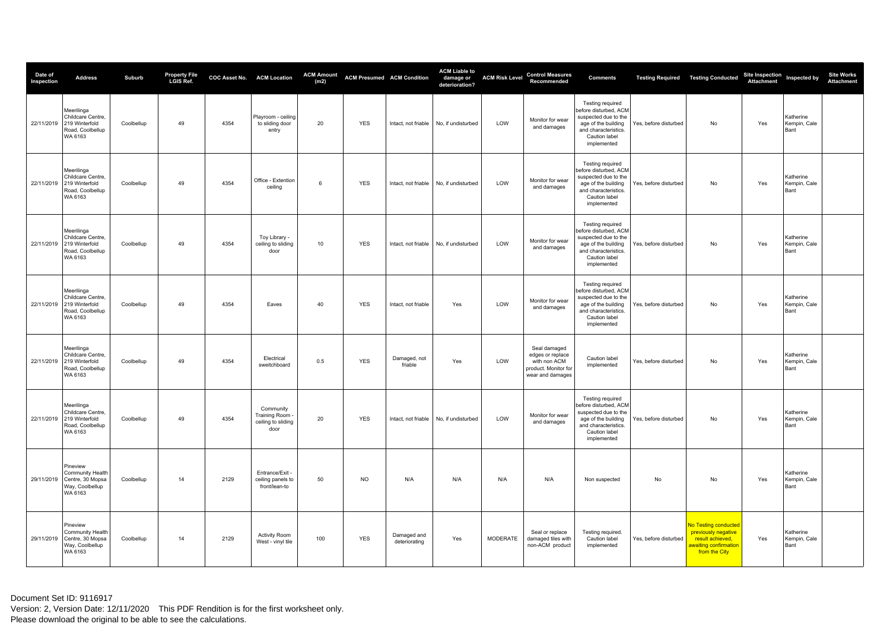| Date of Inspection | Address | Suburb | Property File LGIS Ref. | COC Asset No. | ACM Location | ACM Amount (m2) | ACM Presumed | ACM Condition | ACM Liable to damage or deterioration? | ACM Risk Level | Control Measures Recommended | Comments | Testing Required | Testing Conducted | Site Inspection Attachment | Inspected by | Site Works Attachment |
|---|---|---|---|---|---|---|---|---|---|---|---|---|---|---|---|---|---|
| 22/11/2019 | Meerilinga Childcare Centre, 219 Winterfold Road, Coolbellup WA 6163 | Coolbellup | 49 | 4354 | Playroom - ceiling to sliding door entry | 20 | YES | Intact, not friable | No, if undisturbed | LOW | Monitor for wear and damages | Testing required before disturbed, ACM suspected due to the age of the building and characteristics. Caution label implemented | Yes, before disturbed | No | Yes | Katherine Kempin, Cale Bant | |
| 22/11/2019 | Meerilinga Childcare Centre, 219 Winterfold Road, Coolbellup WA 6163 | Coolbellup | 49 | 4354 | Office - Extention ceiling | 6 | YES | Intact, not friable | No, if undisturbed | LOW | Monitor for wear and damages | Testing required before disturbed, ACM suspected due to the age of the building and characteristics. Caution label implemented | Yes, before disturbed | No | Yes | Katherine Kempin, Cale Bant | |
| 22/11/2019 | Meerilinga Childcare Centre, 219 Winterfold Road, Coolbellup WA 6163 | Coolbellup | 49 | 4354 | Toy Library - ceiling to sliding door | 10 | YES | Intact, not friable | No, if undisturbed | LOW | Monitor for wear and damages | Testing required before disturbed, ACM suspected due to the age of the building and characteristics. Caution label implemented | Yes, before disturbed | No | Yes | Katherine Kempin, Cale Bant | |
| 22/11/2019 | Meerilinga Childcare Centre, 219 Winterfold Road, Coolbellup WA 6163 | Coolbellup | 49 | 4354 | Eaves | 40 | YES | Intact, not friable | Yes | LOW | Monitor for wear and damages | Testing required before disturbed, ACM suspected due to the age of the building and characteristics. Caution label implemented | Yes, before disturbed | No | Yes | Katherine Kempin, Cale Bant | |
| 22/11/2019 | Meerilinga Childcare Centre, 219 Winterfold Road, Coolbellup WA 6163 | Coolbellup | 49 | 4354 | Electrical sweitchboard | 0.5 | YES | Damaged, not friable | Yes | LOW | Seal damaged edges or replace with non ACM product. Monitor for wear and damages | Caution label implemented | Yes, before disturbed | No | Yes | Katherine Kempin, Cale Bant | |
| 22/11/2019 | Meerilinga Childcare Centre, 219 Winterfold Road, Coolbellup WA 6163 | Coolbellup | 49 | 4354 | Community Training Room - ceiling to sliding door | 20 | YES | Intact, not friable | No, if undisturbed | LOW | Monitor for wear and damages | Testing required before disturbed, ACM suspected due to the age of the building and characteristics. Caution label implemented | Yes, before disturbed | No | Yes | Katherine Kempin, Cale Bant | |
| 29/11/2019 | Pineview Community Health Centre, 30 Mopsa Way, Coolbellup WA 6163 | Coolbellup | 14 | 2129 | Entrance/Exit - ceiling panels to front/lean-to | 50 | NO | N/A | N/A | N/A | N/A | Non suspected | No | No | Yes | Katherine Kempin, Cale Bant | |
| 29/11/2019 | Pineview Community Health Centre, 30 Mopsa Way, Coolbellup WA 6163 | Coolbellup | 14 | 2129 | Activity Room West - vinyl tile | 100 | YES | Damaged and deteriorating | Yes | MODERATE | Seal or replace damaged tiles with non-ACM product | Testing required. Caution label implemented | Yes, before disturbed | No Testing conducted previously negative result achieved, awaiting confirmation from the City | Yes | Katherine Kempin, Cale Bant | |

Document Set ID: 9116917
Version: 2, Version Date: 12/11/2020 This PDF Rendition is for the first worksheet only.
Please download the original to be able to see the calculations.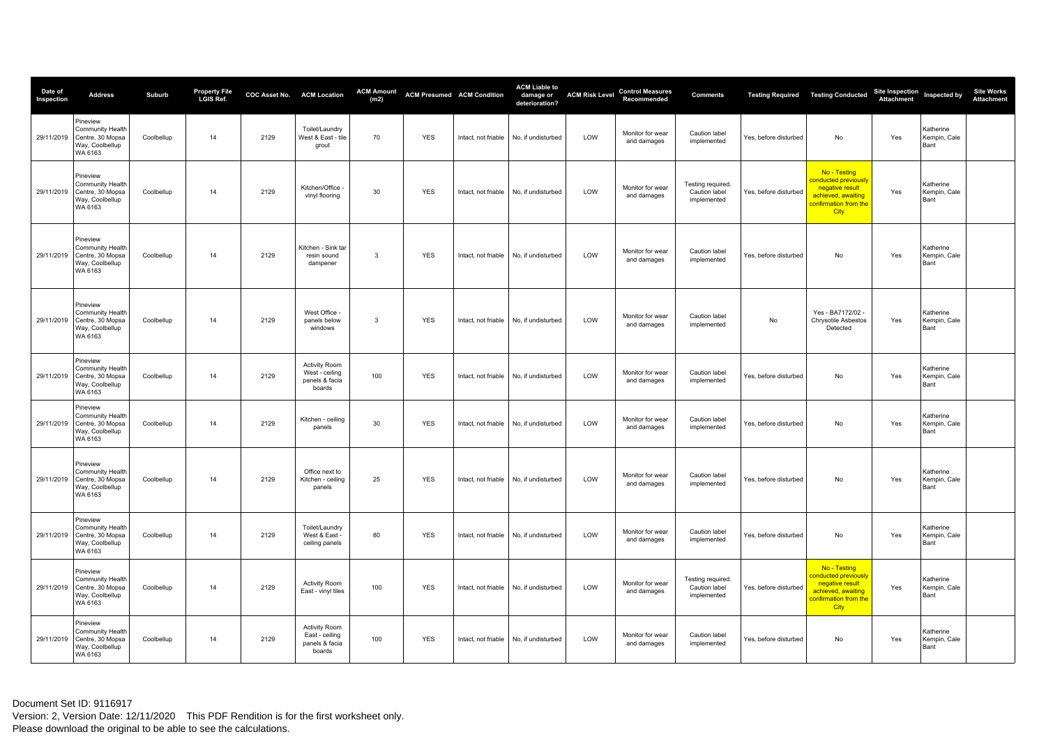| Date of Inspection | Address | Suburb | Property File LGIS Ref. | COC Asset No. | ACM Location | ACM Amount (m2) | ACM Presumed | ACM Condition | ACM Liable to damage or deterioration? | ACM Risk Level | Control Measures Recommended | Comments | Testing Required | Testing Conducted | Site Inspection Attachment | Inspected by | Site Works Attachment |
|---|---|---|---|---|---|---|---|---|---|---|---|---|---|---|---|---|---|
| 29/11/2019 | Pineview Community Health Centre, 30 Mopsa Way, Coolbellup WA 6163 | Coolbellup | 14 | 2129 | Toilet/Laundry West & East - tile grout | 70 | YES | Intact, not friable | No, if undisturbed | LOW | Monitor for wear and damages | Caution label implemented | Yes, before disturbed | No | Yes | Katherine Kempin, Cale Bant | |
| 29/11/2019 | Pineview Community Health Centre, 30 Mopsa Way, Coolbellup WA 6163 | Coolbellup | 14 | 2129 | Kitchen/Office - vinyl flooring | 30 | YES | Intact, not friable | No, if undisturbed | LOW | Monitor for wear and damages | Testing required. Caution label implemented | Yes, before disturbed | No - Testing conducted previously negative result achieved, awaiting confirmation from the City | Yes | Katherine Kempin, Cale Bant | |
| 29/11/2019 | Pineview Community Health Centre, 30 Mopsa Way, Coolbellup WA 6163 | Coolbellup | 14 | 2129 | Kitchen - Sink tar resin sound dampener | 3 | YES | Intact, not friable | No, if undisturbed | LOW | Monitor for wear and damages | Caution label implemented | Yes, before disturbed | No | Yes | Katherine Kempin, Cale Bant | |
| 29/11/2019 | Pineview Community Health Centre, 30 Mopsa Way, Coolbellup WA 6163 | Coolbellup | 14 | 2129 | West Office - panels below windows | 3 | YES | Intact, not friable | No, if undisturbed | LOW | Monitor for wear and damages | Caution label implemented | No | Yes - BA7172/02 - Chrysotile Asbestos Detected | Yes | Katherine Kempin, Cale Bant | |
| 29/11/2019 | Pineview Community Health Centre, 30 Mopsa Way, Coolbellup WA 6163 | Coolbellup | 14 | 2129 | Activity Room West - ceiling panels & facia boards | 100 | YES | Intact, not friable | No, if undisturbed | LOW | Monitor for wear and damages | Caution label implemented | Yes, before disturbed | No | Yes | Katherine Kempin, Cale Bant | |
| 29/11/2019 | Pineview Community Health Centre, 30 Mopsa Way, Coolbellup WA 6163 | Coolbellup | 14 | 2129 | Kitchen - ceiling panels | 30 | YES | Intact, not friable | No, if undisturbed | LOW | Monitor for wear and damages | Caution label implemented | Yes, before disturbed | No | Yes | Katherine Kempin, Cale Bant | |
| 29/11/2019 | Pineview Community Health Centre, 30 Mopsa Way, Coolbellup WA 6163 | Coolbellup | 14 | 2129 | Office next to Kitchen - ceiling panels | 25 | YES | Intact, not friable | No, if undisturbed | LOW | Monitor for wear and damages | Caution label implemented | Yes, before disturbed | No | Yes | Katherine Kempin, Cale Bant | |
| 29/11/2019 | Pineview Community Health Centre, 30 Mopsa Way, Coolbellup WA 6163 | Coolbellup | 14 | 2129 | Toilet/Laundry West & East - ceiling panels | 80 | YES | Intact, not friable | No, if undisturbed | LOW | Monitor for wear and damages | Caution label implemented | Yes, before disturbed | No | Yes | Katherine Kempin, Cale Bant | |
| 29/11/2019 | Pineview Community Health Centre, 30 Mopsa Way, Coolbellup WA 6163 | Coolbellup | 14 | 2129 | Activity Room East - vinyl tiles | 100 | YES | Intact, not friable | No, if undisturbed | LOW | Monitor for wear and damages | Testing required. Caution label implemented | Yes, before disturbed | No - Testing conducted previously negative result achieved, awaiting confirmation from the City | Yes | Katherine Kempin, Cale Bant | |
| 29/11/2019 | Pineview Community Health Centre, 30 Mopsa Way, Coolbellup WA 6163 | Coolbellup | 14 | 2129 | Activity Room East - ceiling panels & facia boards | 100 | YES | Intact, not friable | No, if undisturbed | LOW | Monitor for wear and damages | Caution label implemented | Yes, before disturbed | No | Yes | Katherine Kempin, Cale Bant | |

Document Set ID: 9116917
Version: 2, Version Date: 12/11/2020 This PDF Rendition is for the first worksheet only.
Please download the original to be able to see the calculations.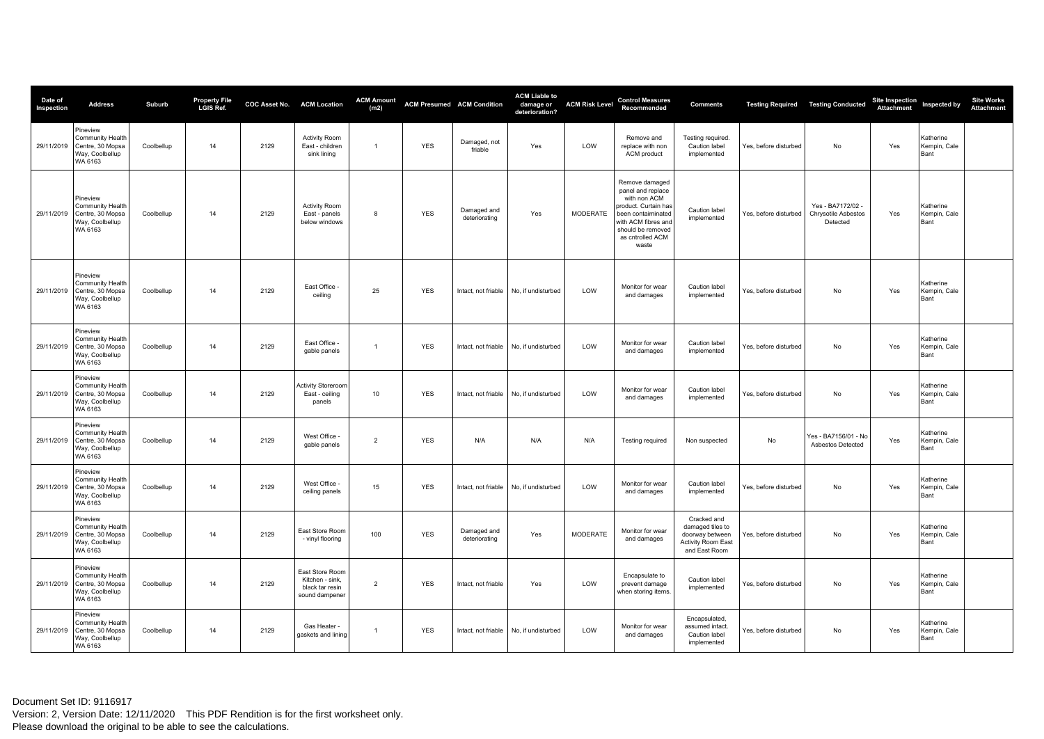| Date of Inspection | Address | Suburb | Property File LGIS Ref. | COC Asset No. | ACM Location | ACM Amount (m2) | ACM Presumed | ACM Condition | ACM Liable to damage or deterioration? | ACM Risk Level | Control Measures Recommended | Comments | Testing Required | Testing Conducted | Site Inspection Attachment | Inspected by | Site Works Attachment |
|---|---|---|---|---|---|---|---|---|---|---|---|---|---|---|---|---|---|
| 29/11/2019 | Pineview Community Health Centre, 30 Mopsa Way, Coolbellup WA 6163 | Coolbellup | 14 | 2129 | Activity Room East - children sink lining | 1 | YES | Damaged, not friable | Yes | LOW | Remove and replace with non ACM product | Testing required. Caution label implemented | Yes, before disturbed | No | Yes | Katherine Kempin, Cale Bant | |
| 29/11/2019 | Pineview Community Health Centre, 30 Mopsa Way, Coolbellup WA 6163 | Coolbellup | 14 | 2129 | Activity Room East - panels below windows | 8 | YES | Damaged and deteriorating | Yes | MODERATE | Remove damaged panel and replace with non ACM product. Curtain has been contaminated with ACM fibres and should be removed as cntrolled ACM waste | Caution label implemented | Yes, before disturbed | Yes - BA7172/02 - Chrysotile Asbestos Detected | Yes | Katherine Kempin, Cale Bant | |
| 29/11/2019 | Pineview Community Health Centre, 30 Mopsa Way, Coolbellup WA 6163 | Coolbellup | 14 | 2129 | East Office - ceiling | 25 | YES | Intact, not friable | No, if undisturbed | LOW | Monitor for wear and damages | Caution label implemented | Yes, before disturbed | No | Yes | Katherine Kempin, Cale Bant | |
| 29/11/2019 | Pineview Community Health Centre, 30 Mopsa Way, Coolbellup WA 6163 | Coolbellup | 14 | 2129 | East Office - gable panels | 1 | YES | Intact, not friable | No, if undisturbed | LOW | Monitor for wear and damages | Caution label implemented | Yes, before disturbed | No | Yes | Katherine Kempin, Cale Bant | |
| 29/11/2019 | Pineview Community Health Centre, 30 Mopsa Way, Coolbellup WA 6163 | Coolbellup | 14 | 2129 | Activity Storeroom East - ceiling panels | 10 | YES | Intact, not friable | No, if undisturbed | LOW | Monitor for wear and damages | Caution label implemented | Yes, before disturbed | No | Yes | Katherine Kempin, Cale Bant | |
| 29/11/2019 | Pineview Community Health Centre, 30 Mopsa Way, Coolbellup WA 6163 | Coolbellup | 14 | 2129 | West Office - gable panels | 2 | YES | N/A | N/A | N/A | Testing required | Non suspected | No | Yes - BA7156/01 - No Asbestos Detected | Yes | Katherine Kempin, Cale Bant | |
| 29/11/2019 | Pineview Community Health Centre, 30 Mopsa Way, Coolbellup WA 6163 | Coolbellup | 14 | 2129 | West Office - ceiling panels | 15 | YES | Intact, not friable | No, if undisturbed | LOW | Monitor for wear and damages | Caution label implemented | Yes, before disturbed | No | Yes | Katherine Kempin, Cale Bant | |
| 29/11/2019 | Pineview Community Health Centre, 30 Mopsa Way, Coolbellup WA 6163 | Coolbellup | 14 | 2129 | East Store Room - vinyl flooring | 100 | YES | Damaged and deteriorating | Yes | MODERATE | Monitor for wear and damages | Cracked and damaged tiles to doorway between Activity Room East and East Room | Yes, before disturbed | No | Yes | Katherine Kempin, Cale Bant | |
| 29/11/2019 | Pineview Community Health Centre, 30 Mopsa Way, Coolbellup WA 6163 | Coolbellup | 14 | 2129 | East Store Room Kitchen - sink, black tar resin sound dampener | 2 | YES | Intact, not friable | Yes | LOW | Encapsulate to prevent damage when storing items. | Caution label implemented | Yes, before disturbed | No | Yes | Katherine Kempin, Cale Bant | |
| 29/11/2019 | Pineview Community Health Centre, 30 Mopsa Way, Coolbellup WA 6163 | Coolbellup | 14 | 2129 | Gas Heater - gaskets and lining | 1 | YES | Intact, not friable | No, if undisturbed | LOW | Monitor for wear and damages | Encapsulated, assumed intact. Caution label implemented | Yes, before disturbed | No | Yes | Katherine Kempin, Cale Bant | |

Document Set ID: 9116917
Version: 2, Version Date: 12/11/2020 This PDF Rendition is for the first worksheet only.
Please download the original to be able to see the calculations.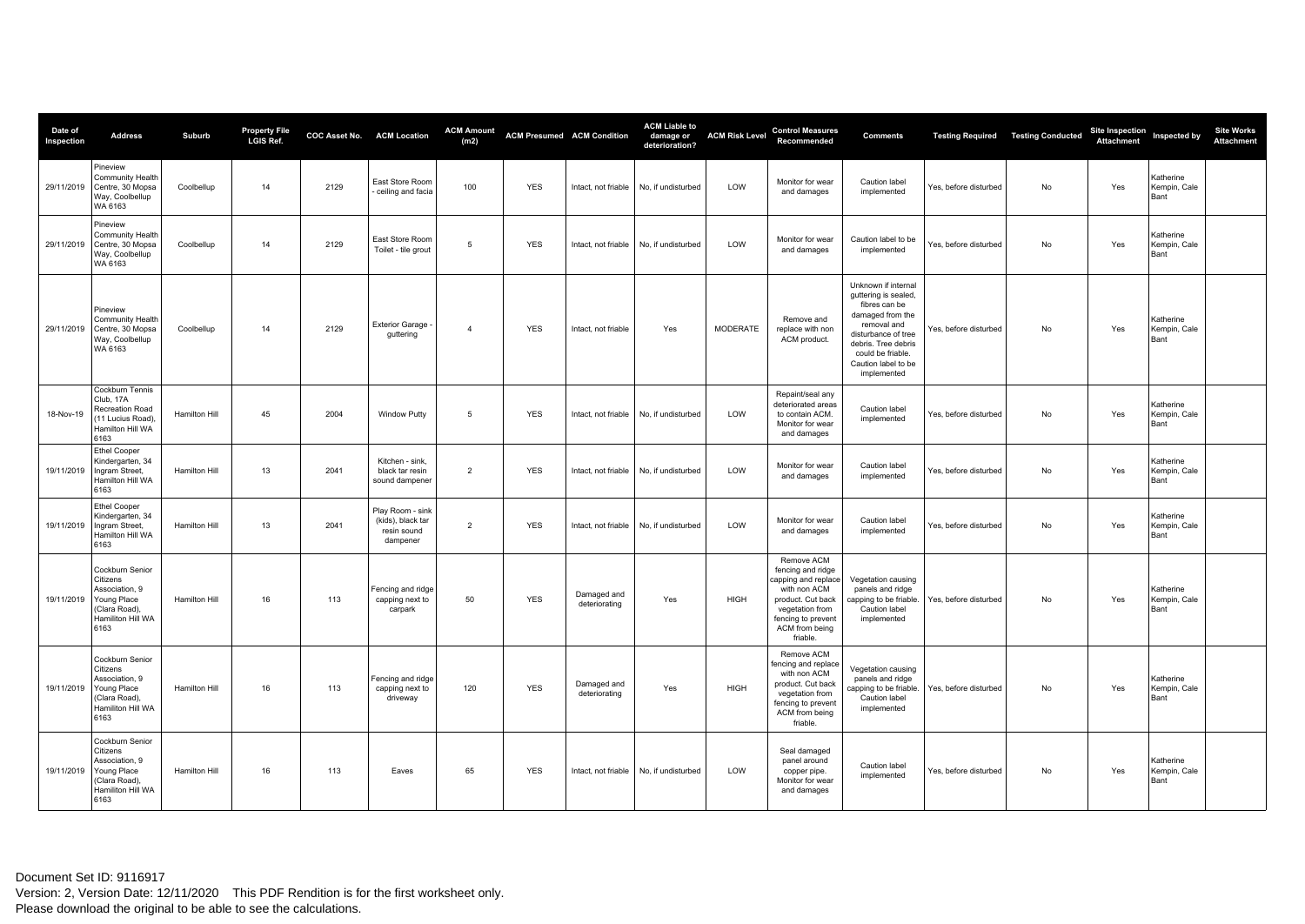| Date of Inspection | Address | Suburb | Property File LGIS Ref. | COC Asset No. | ACM Location | ACM Amount (m2) | ACM Presumed | ACM Condition | ACM Liable to damage or deterioration? | ACM Risk Level | Control Measures Recommended | Comments | Testing Required | Testing Conducted | Site Inspection Attachment | Inspected by | Site Works Attachment |
|---|---|---|---|---|---|---|---|---|---|---|---|---|---|---|---|---|---|
| 29/11/2019 | Pineview Community Health Centre, 30 Mopsa Way, Coolbellup WA 6163 | Coolbellup | 14 | 2129 | East Store Room - ceiling and facia | 100 | YES | Intact, not friable | No, if undisturbed | LOW | Monitor for wear and damages | Caution label implemented | Yes, before disturbed | No | Yes | Katherine Kempin, Cale Bant | |
| 29/11/2019 | Pineview Community Health Centre, 30 Mopsa Way, Coolbellup WA 6163 | Coolbellup | 14 | 2129 | East Store Room Toilet - tile grout | 5 | YES | Intact, not friable | No, if undisturbed | LOW | Monitor for wear and damages | Caution label to be implemented | Yes, before disturbed | No | Yes | Katherine Kempin, Cale Bant | |
| 29/11/2019 | Pineview Community Health Centre, 30 Mopsa Way, Coolbellup WA 6163 | Coolbellup | 14 | 2129 | Exterior Garage - guttering | 4 | YES | Intact, not friable | Yes | MODERATE | Remove and replace with non ACM product. | Unknown if internal guttering is sealed, fibres can be damaged from the removal and disturbance of tree debris. Tree debris could be friable. Caution label to be implemented | Yes, before disturbed | No | Yes | Katherine Kempin, Cale Bant | |
| 18-Nov-19 | Cockburn Tennis Club, 17A Recreation Road (11 Lucius Road), Hamilton Hill WA 6163 | Hamilton Hill | 45 | 2004 | Window Putty | 5 | YES | Intact, not friable | No, if undisturbed | LOW | Repaint/seal any deteriorated areas to contain ACM. Monitor for wear and damages | Caution label implemented | Yes, before disturbed | No | Yes | Katherine Kempin, Cale Bant | |
| 19/11/2019 | Ethel Cooper Kindergarten, 34 Ingram Street, Hamilton Hill WA 6163 | Hamilton Hill | 13 | 2041 | Kitchen - sink, black tar resin sound dampener | 2 | YES | Intact, not friable | No, if undisturbed | LOW | Monitor for wear and damages | Caution label implemented | Yes, before disturbed | No | Yes | Katherine Kempin, Cale Bant | |
| 19/11/2019 | Ethel Cooper Kindergarten, 34 Ingram Street, Hamilton Hill WA 6163 | Hamilton Hill | 13 | 2041 | Play Room - sink (kids), black tar resin sound dampener | 2 | YES | Intact, not friable | No, if undisturbed | LOW | Monitor for wear and damages | Caution label implemented | Yes, before disturbed | No | Yes | Katherine Kempin, Cale Bant | |
| 19/11/2019 | Cockburn Senior Citizens Association, 9 Young Place (Clara Road), Hamiliton Hill WA 6163 | Hamilton Hill | 16 | 113 | Fencing and ridge capping next to carpark | 50 | YES | Damaged and deteriorating | Yes | HIGH | Remove ACM fencing and ridge capping and replace with non ACM product. Cut back vegetation from fencing to prevent ACM from being friable. | Vegetation causing panels and ridge capping to be friable. Caution label implemented | Yes, before disturbed | No | Yes | Katherine Kempin, Cale Bant | |
| 19/11/2019 | Cockburn Senior Citizens Association, 9 Young Place (Clara Road), Hamiliton Hill WA 6163 | Hamilton Hill | 16 | 113 | Fencing and ridge capping next to driveway | 120 | YES | Damaged and deteriorating | Yes | HIGH | Remove ACM fencing and replace with non ACM product. Cut back vegetation from fencing to prevent ACM from being friable. | Vegetation causing panels and ridge capping to be friable. Caution label implemented | Yes, before disturbed | No | Yes | Katherine Kempin, Cale Bant | |
| 19/11/2019 | Cockburn Senior Citizens Association, 9 Young Place (Clara Road), Hamiliton Hill WA 6163 | Hamilton Hill | 16 | 113 | Eaves | 65 | YES | Intact, not friable | No, if undisturbed | LOW | Seal damaged panel around copper pipe. Monitor for wear and damages | Caution label implemented | Yes, before disturbed | No | Yes | Katherine Kempin, Cale Bant | |

Document Set ID: 9116917
Version: 2, Version Date: 12/11/2020 This PDF Rendition is for the first worksheet only.
Please download the original to be able to see the calculations.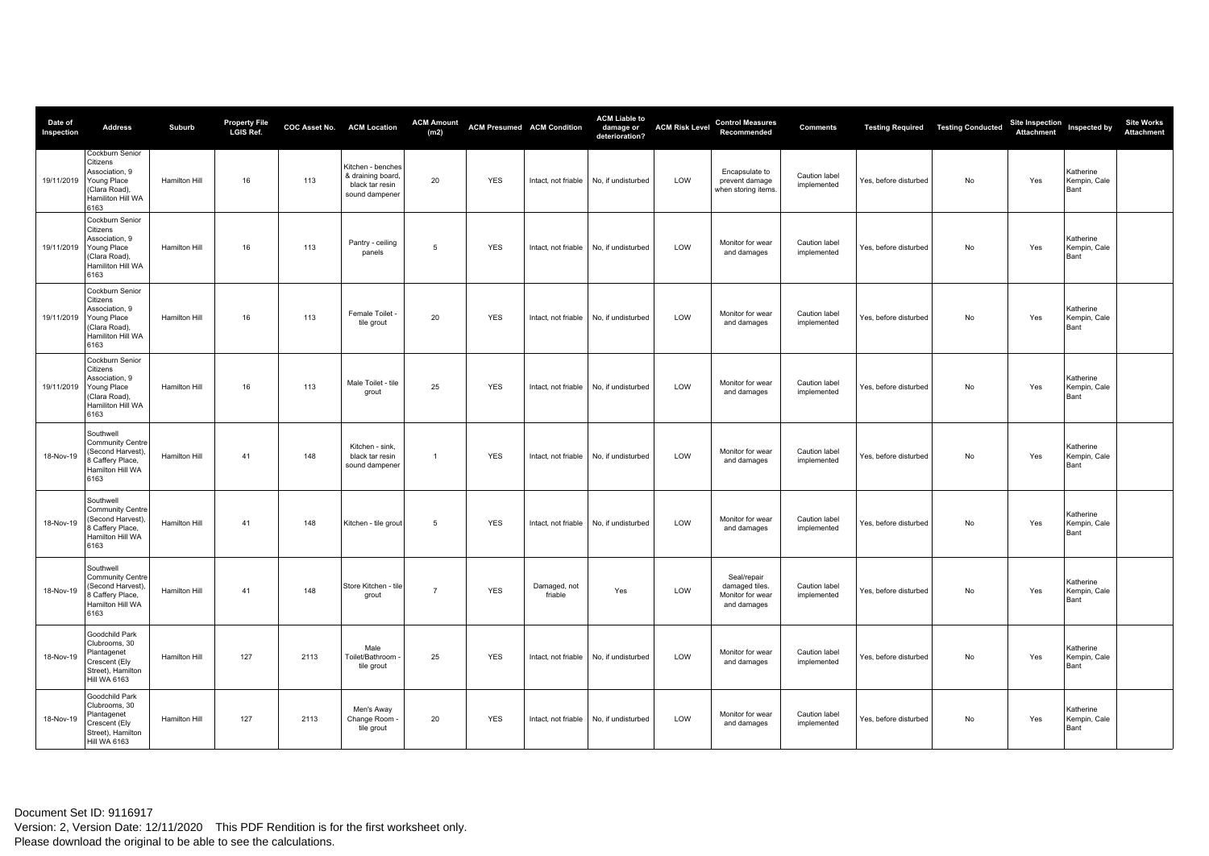| Date of Inspection | Address | Suburb | Property File LGIS Ref. | COC Asset No. | ACM Location | ACM Amount (m2) | ACM Presumed | ACM Condition | ACM Liable to damage or deterioration? | ACM Risk Level | Control Measures Recommended | Comments | Testing Required | Testing Conducted | Site Inspection Attachment | Inspected by | Site Works Attachment |
|---|---|---|---|---|---|---|---|---|---|---|---|---|---|---|---|---|---|
| 19/11/2019 | Cockburn Senior Citizens Association, 9 Young Place (Clara Road), Hamilton Hill WA 6163 | Hamilton Hill | 16 | 113 | Kitchen - benches & draining board, black tar resin sound dampener | 20 | YES | Intact, not friable | No, if undisturbed | LOW | Encapsulate to prevent damage when storing items. | Caution label implemented | Yes, before disturbed | No | Yes | Katherine Kempin, Cale Bant | |
| 19/11/2019 | Cockburn Senior Citizens Association, 9 Young Place (Clara Road), Hamilton Hill WA 6163 | Hamilton Hill | 16 | 113 | Pantry - ceiling panels | 5 | YES | Intact, not friable | No, if undisturbed | LOW | Monitor for wear and damages | Caution label implemented | Yes, before disturbed | No | Yes | Katherine Kempin, Cale Bant | |
| 19/11/2019 | Cockburn Senior Citizens Association, 9 Young Place (Clara Road), Hamilton Hill WA 6163 | Hamilton Hill | 16 | 113 | Female Toilet - tile grout | 20 | YES | Intact, not friable | No, if undisturbed | LOW | Monitor for wear and damages | Caution label implemented | Yes, before disturbed | No | Yes | Katherine Kempin, Cale Bant | |
| 19/11/2019 | Cockburn Senior Citizens Association, 9 Young Place (Clara Road), Hamilton Hill WA 6163 | Hamilton Hill | 16 | 113 | Male Toilet - tile grout | 25 | YES | Intact, not friable | No, if undisturbed | LOW | Monitor for wear and damages | Caution label implemented | Yes, before disturbed | No | Yes | Katherine Kempin, Cale Bant | |
| 18-Nov-19 | Southwell Community Centre (Second Harvest), 8 Caffery Place, Hamilton Hill WA 6163 | Hamilton Hill | 41 | 148 | Kitchen - sink, black tar resin sound dampener | 1 | YES | Intact, not friable | No, if undisturbed | LOW | Monitor for wear and damages | Caution label implemented | Yes, before disturbed | No | Yes | Katherine Kempin, Cale Bant | |
| 18-Nov-19 | Southwell Community Centre (Second Harvest), 8 Caffery Place, Hamilton Hill WA 6163 | Hamilton Hill | 41 | 148 | Kitchen - tile grout | 5 | YES | Intact, not friable | No, if undisturbed | LOW | Monitor for wear and damages | Caution label implemented | Yes, before disturbed | No | Yes | Katherine Kempin, Cale Bant | |
| 18-Nov-19 | Southwell Community Centre (Second Harvest), 8 Caffery Place, Hamilton Hill WA 6163 | Hamilton Hill | 41 | 148 | Store Kitchen - tile grout | 7 | YES | Damaged, not friable | Yes | LOW | Seal/repair damaged tiles. Monitor for wear and damages | Caution label implemented | Yes, before disturbed | No | Yes | Katherine Kempin, Cale Bant | |
| 18-Nov-19 | Goodchild Park Clubrooms, 30 Plantagenet Crescent (Ely Street), Hamilton Hill WA 6163 | Hamilton Hill | 127 | 2113 | Male Toilet/Bathroom - tile grout | 25 | YES | Intact, not friable | No, if undisturbed | LOW | Monitor for wear and damages | Caution label implemented | Yes, before disturbed | No | Yes | Katherine Kempin, Cale Bant | |
| 18-Nov-19 | Goodchild Park Clubrooms, 30 Plantagenet Crescent (Ely Street), Hamilton Hill WA 6163 | Hamilton Hill | 127 | 2113 | Men's Away Change Room - tile grout | 20 | YES | Intact, not friable | No, if undisturbed | LOW | Monitor for wear and damages | Caution label implemented | Yes, before disturbed | No | Yes | Katherine Kempin, Cale Bant | |

Document Set ID: 9116917
Version: 2, Version Date: 12/11/2020 This PDF Rendition is for the first worksheet only.
Please download the original to be able to see the calculations.